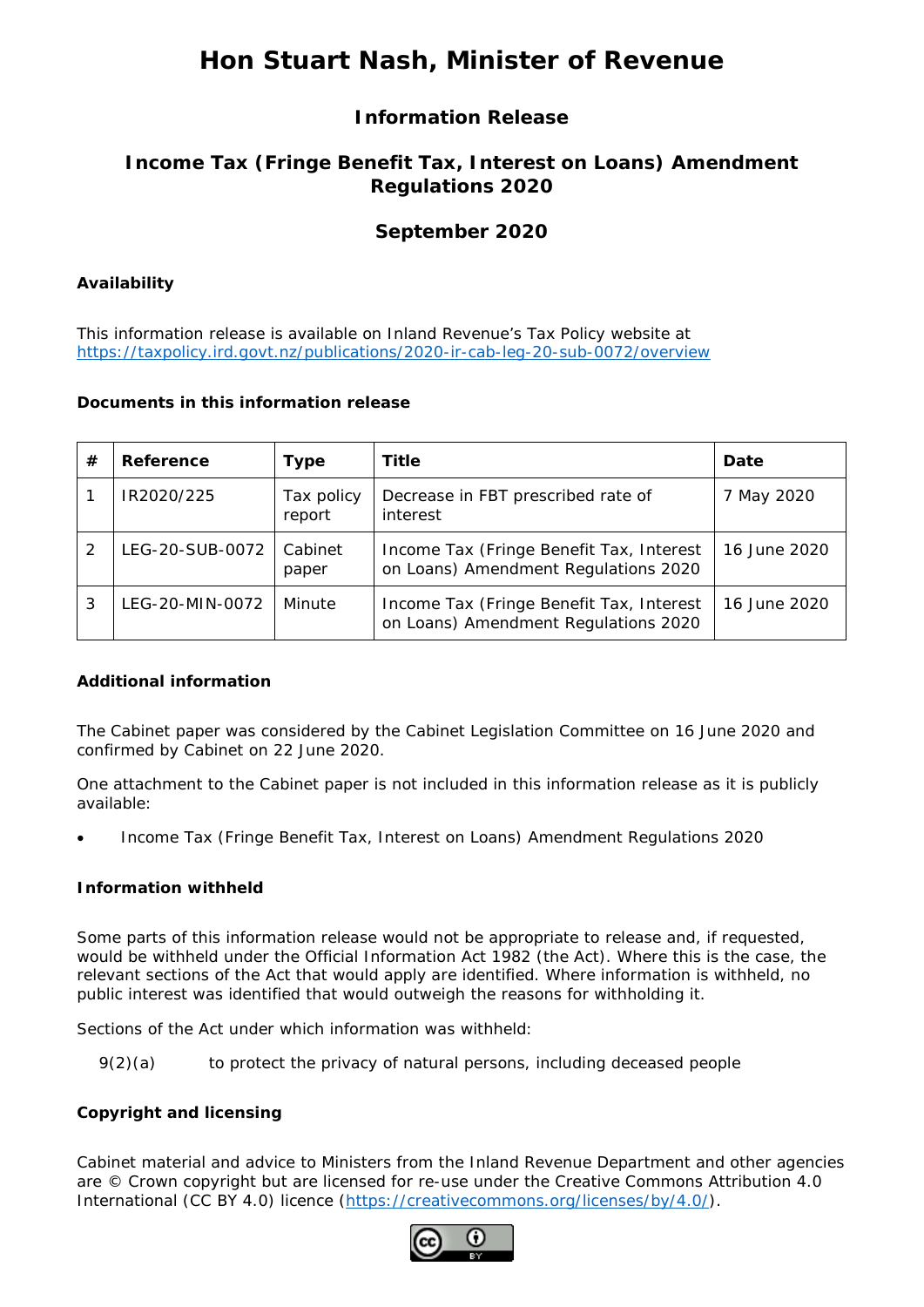# Hon Stuart Nash, Minister of Revenue

## Information Release

## Income Tax (Fringe Benefit Tax, Interest on Loans) Amendment Regulations 2020

## September 2020

### Availability

This information release is available on Inland Revenue's Tax Policy website at https://taxpolicy.ird.govt.nz/publications/2020-ir-cab-leg-20-sub-0072/overview

### Documents in this information release

| # | Reference | Type | Title | Date |
|---|---|---|---|---|
| 1 | IR2020/225 | Tax policy report | Decrease in FBT prescribed rate of interest | 7 May 2020 |
| 2 | LEG-20-SUB-0072 | Cabinet paper | Income Tax (Fringe Benefit Tax, Interest on Loans) Amendment Regulations 2020 | 16 June 2020 |
| 3 | LEG-20-MIN-0072 | Minute | Income Tax (Fringe Benefit Tax, Interest on Loans) Amendment Regulations 2020 | 16 June 2020 |

### Additional information

The Cabinet paper was considered by the Cabinet Legislation Committee on 16 June 2020 and confirmed by Cabinet on 22 June 2020.

One attachment to the Cabinet paper is not included in this information release as it is publicly available:

- Income Tax (Fringe Benefit Tax, Interest on Loans) Amendment Regulations 2020

### Information withheld

Some parts of this information release would not be appropriate to release and, if requested, would be withheld under the Official Information Act 1982 (the Act). Where this is the case, the relevant sections of the Act that would apply are identified. Where information is withheld, no public interest was identified that would outweigh the reasons for withholding it.

Sections of the Act under which information was withheld:

9(2)(a) to protect the privacy of natural persons, including deceased people

### Copyright and licensing

Cabinet material and advice to Ministers from the Inland Revenue Department and other agencies are © Crown copyright but are licensed for re-use under the Creative Commons Attribution 4.0 International (CC BY 4.0) licence (https://creativecommons.org/licenses/by/4.0/).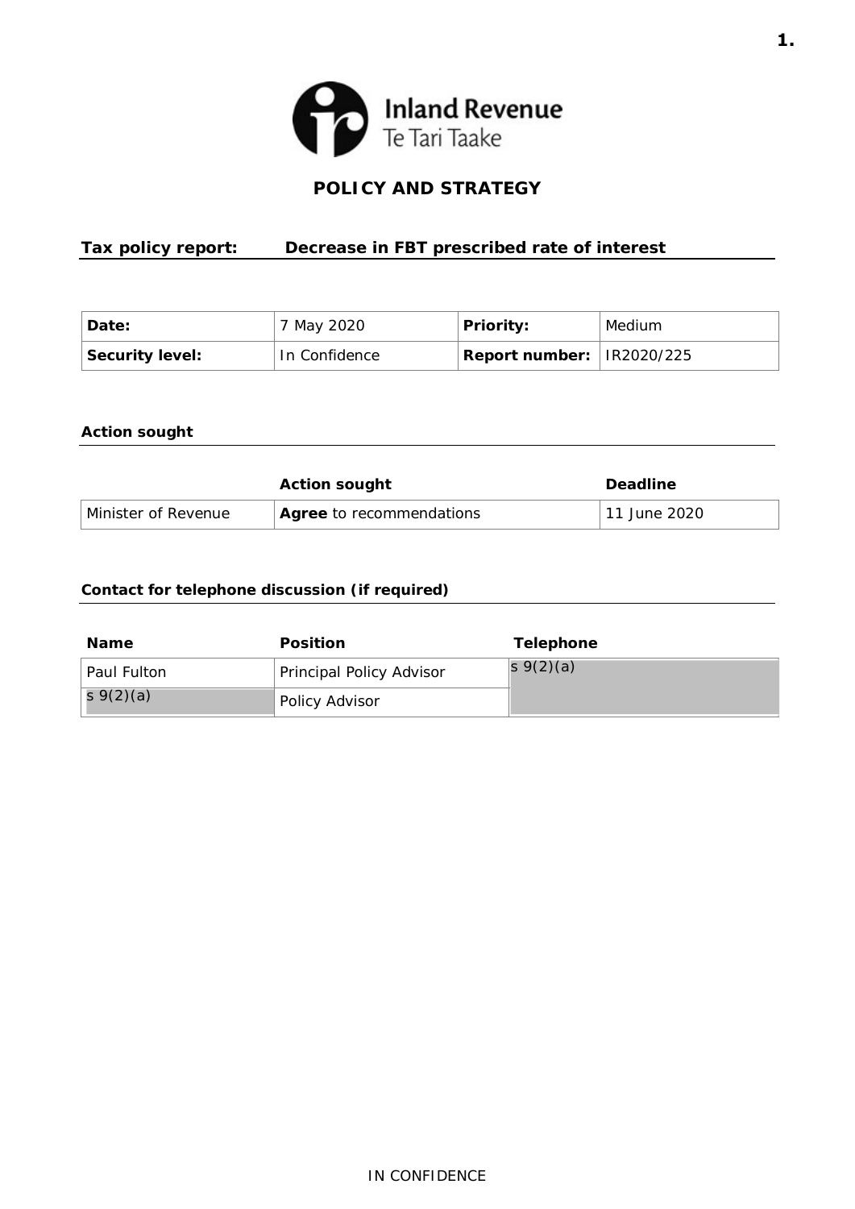Inland Revenue
Te Tari Taake

# POLICY AND STRATEGY

## Tax policy report: Decrease in FBT prescribed rate of interest

| **Date:** | 7 May 2020 | **Priority:** | Medium |
|---|---|---|---|
| **Security level:** | In Confidence | **Report number:** | IR2020/225 |

### Action sought

| | Action sought | Deadline |
|---|---|---|
| Minister of Revenue | **Agree** to recommendations | 11 June 2020 |

### Contact for telephone discussion (if required)

| Name | Position | Telephone |
|---|---|---|
| Paul Fulton | Principal Policy Advisor | s 9(2)(a) |
| s 9(2)(a) | Policy Advisor | |

IN CONFIDENCE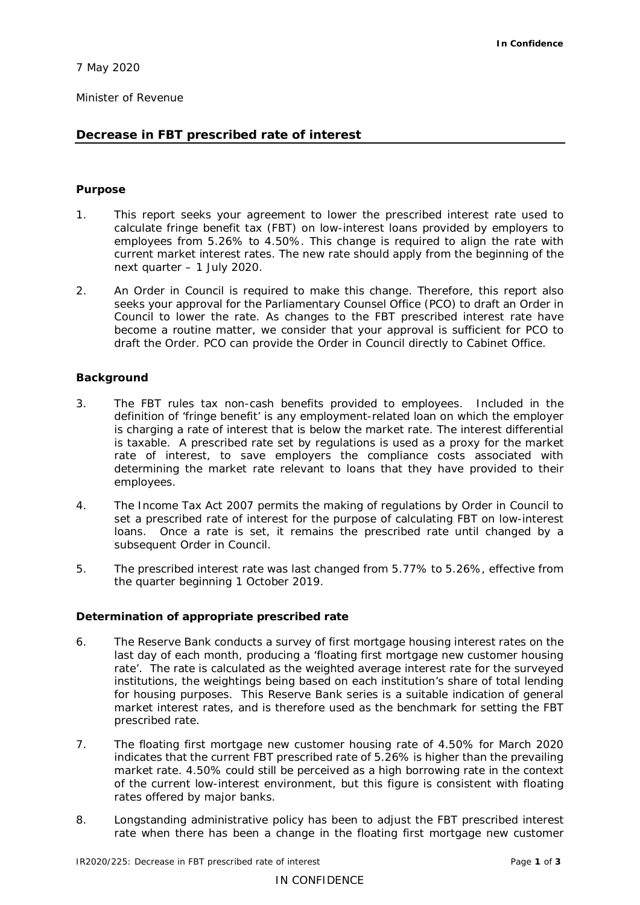**In Confidence**

7 May 2020

Minister of Revenue

## Decrease in FBT prescribed rate of interest

### Purpose

1. This report seeks your agreement to lower the prescribed interest rate used to calculate fringe benefit tax (FBT) on low-interest loans provided by employers to employees from 5.26% to 4.50%. This change is required to align the rate with current market interest rates. The new rate should apply from the beginning of the next quarter – 1 July 2020.

2. An Order in Council is required to make this change. Therefore, this report also seeks your approval for the Parliamentary Counsel Office (PCO) to draft an Order in Council to lower the rate. As changes to the FBT prescribed interest rate have become a routine matter, we consider that your approval is sufficient for PCO to draft the Order. PCO can provide the Order in Council directly to Cabinet Office.

### Background

3. The FBT rules tax non-cash benefits provided to employees. Included in the definition of 'fringe benefit' is any employment-related loan on which the employer is charging a rate of interest that is below the market rate. The interest differential is taxable. A prescribed rate set by regulations is used as a proxy for the market rate of interest, to save employers the compliance costs associated with determining the market rate relevant to loans that they have provided to their employees.

4. The Income Tax Act 2007 permits the making of regulations by Order in Council to set a prescribed rate of interest for the purpose of calculating FBT on low-interest loans. Once a rate is set, it remains the prescribed rate until changed by a subsequent Order in Council.

5. The prescribed interest rate was last changed from 5.77% to 5.26%, effective from the quarter beginning 1 October 2019.

### Determination of appropriate prescribed rate

6. The Reserve Bank conducts a survey of first mortgage housing interest rates on the last day of each month, producing a 'floating first mortgage new customer housing rate'. The rate is calculated as the weighted average interest rate for the surveyed institutions, the weightings being based on each institution's share of total lending for housing purposes. This Reserve Bank series is a suitable indication of general market interest rates, and is therefore used as the benchmark for setting the FBT prescribed rate.

7. The floating first mortgage new customer housing rate of 4.50% for March 2020 indicates that the current FBT prescribed rate of 5.26% is higher than the prevailing market rate. 4.50% could still be perceived as a high borrowing rate in the context of the current low-interest environment, but this figure is consistent with floating rates offered by major banks.

8. Longstanding administrative policy has been to adjust the FBT prescribed interest rate when there has been a change in the floating first mortgage new customer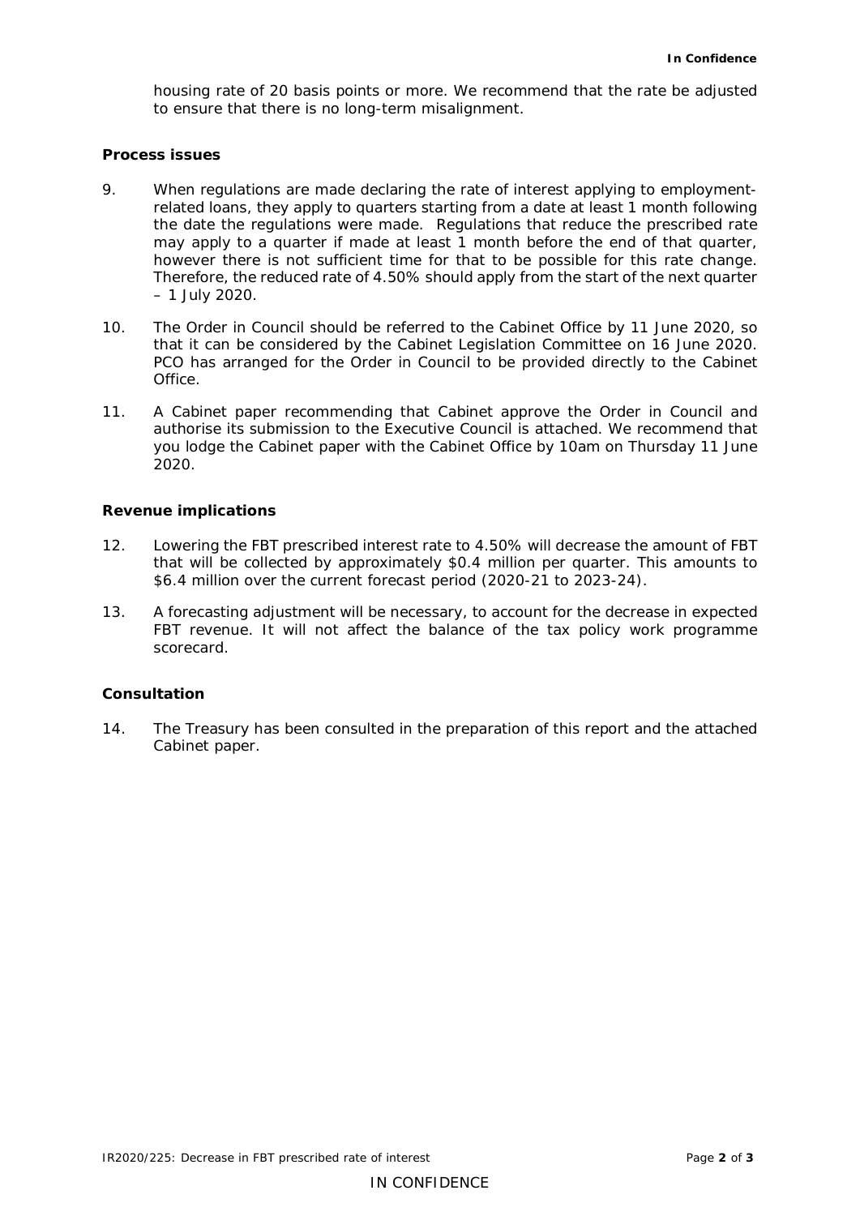housing rate of 20 basis points or more. We recommend that the rate be adjusted to ensure that there is no long-term misalignment.

**Process issues**

9. When regulations are made declaring the rate of interest applying to employment-related loans, they apply to quarters starting from a date at least 1 month following the date the regulations were made. Regulations that reduce the prescribed rate may apply to a quarter if made at least 1 month before the end of that quarter, however there is not sufficient time for that to be possible for this rate change. Therefore, the reduced rate of 4.50% should apply from the start of the next quarter – 1 July 2020.

10. The Order in Council should be referred to the Cabinet Office by 11 June 2020, so that it can be considered by the Cabinet Legislation Committee on 16 June 2020. PCO has arranged for the Order in Council to be provided directly to the Cabinet Office.

11. A Cabinet paper recommending that Cabinet approve the Order in Council and authorise its submission to the Executive Council is attached. We recommend that you lodge the Cabinet paper with the Cabinet Office by 10am on Thursday 11 June 2020.

**Revenue implications**

12. Lowering the FBT prescribed interest rate to 4.50% will decrease the amount of FBT that will be collected by approximately $0.4 million per quarter. This amounts to $6.4 million over the current forecast period (2020-21 to 2023-24).

13. A forecasting adjustment will be necessary, to account for the decrease in expected FBT revenue. It will not affect the balance of the tax policy work programme scorecard.

**Consultation**

14. The Treasury has been consulted in the preparation of this report and the attached Cabinet paper.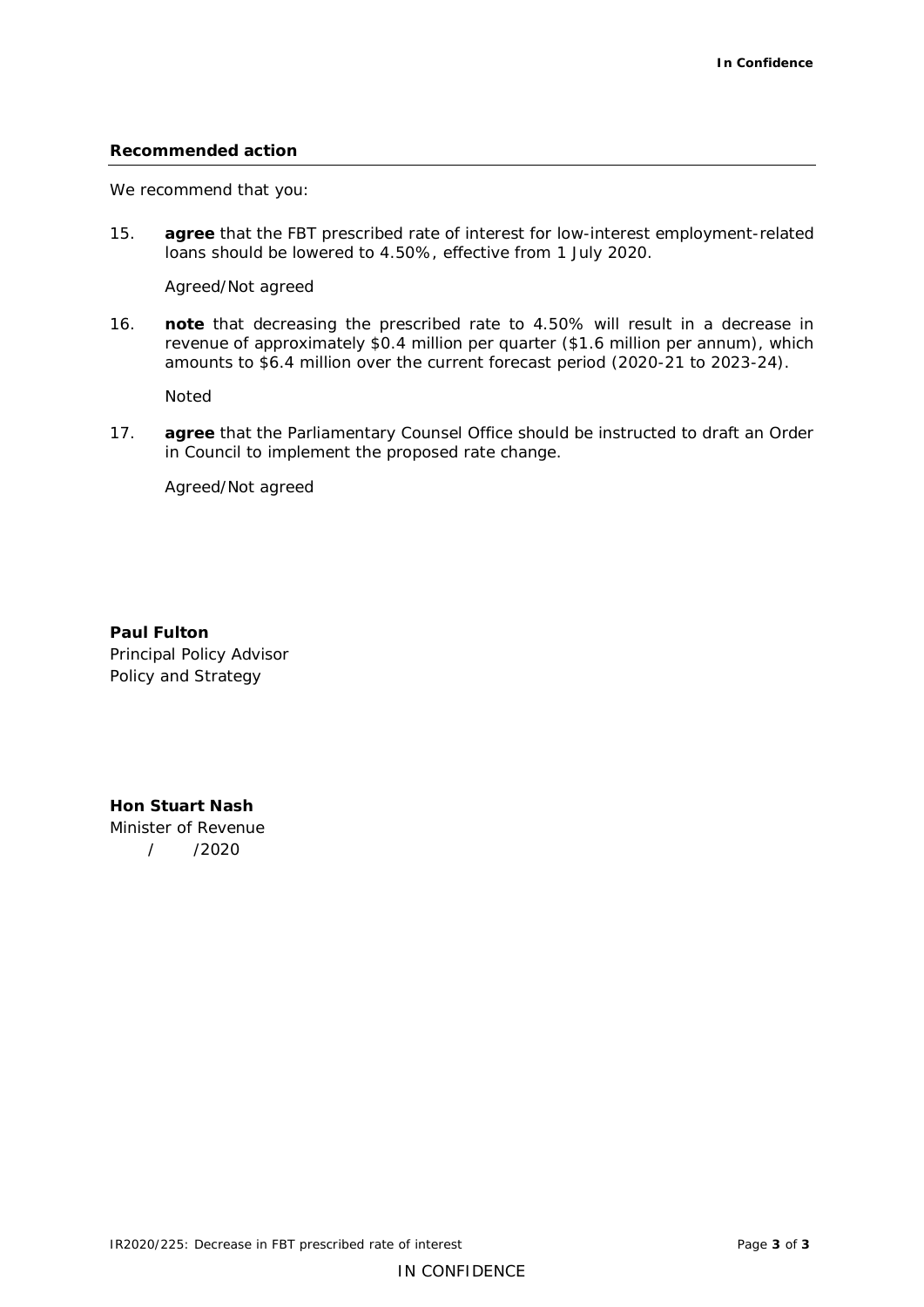## Recommended action

We recommend that you:

15. **agree** that the FBT prescribed rate of interest for low-interest employment-related loans should be lowered to 4.50%, effective from 1 July 2020.

    Agreed/Not agreed

16. **note** that decreasing the prescribed rate to 4.50% will result in a decrease in revenue of approximately $0.4 million per quarter ($1.6 million per annum), which amounts to $6.4 million over the current forecast period (2020-21 to 2023-24).

    Noted

17. **agree** that the Parliamentary Counsel Office should be instructed to draft an Order in Council to implement the proposed rate change.

    Agreed/Not agreed

**Paul Fulton**
Principal Policy Advisor
Policy and Strategy

**Hon Stuart Nash**
Minister of Revenue
/ /2020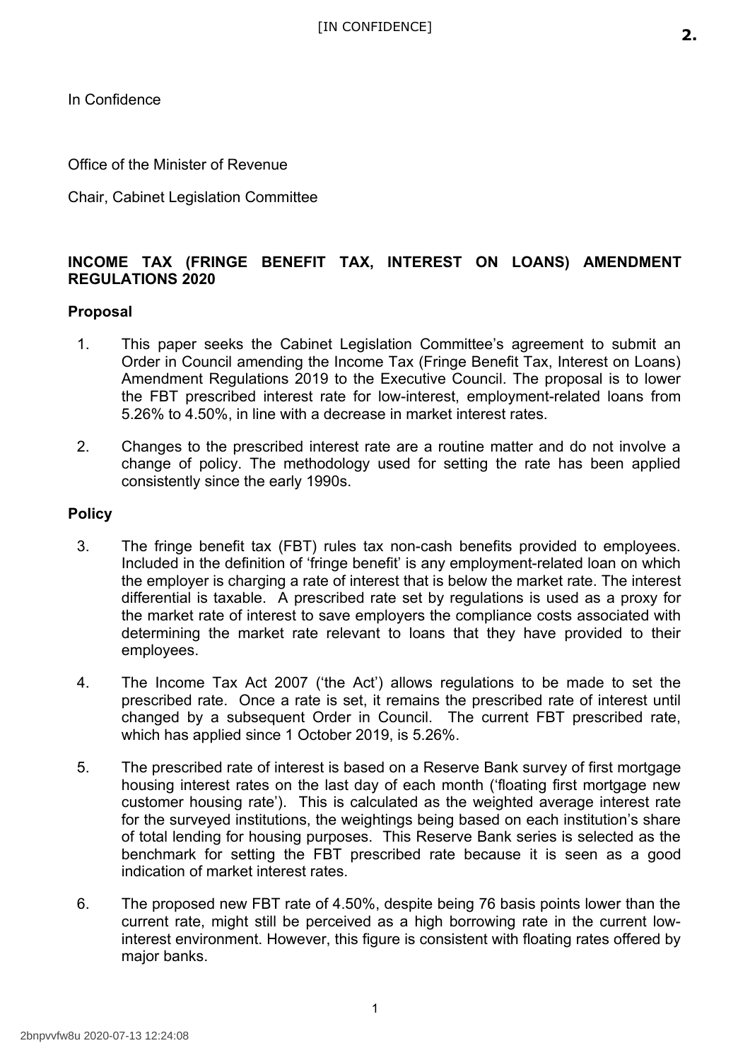In Confidence

Office of the Minister of Revenue

Chair, Cabinet Legislation Committee

## INCOME TAX (FRINGE BENEFIT TAX, INTEREST ON LOANS) AMENDMENT REGULATIONS 2020

### Proposal

1. This paper seeks the Cabinet Legislation Committee's agreement to submit an Order in Council amending the Income Tax (Fringe Benefit Tax, Interest on Loans) Amendment Regulations 2019 to the Executive Council. The proposal is to lower the FBT prescribed interest rate for low-interest, employment-related loans from 5.26% to 4.50%, in line with a decrease in market interest rates.

2. Changes to the prescribed interest rate are a routine matter and do not involve a change of policy. The methodology used for setting the rate has been applied consistently since the early 1990s.

### Policy

3. The fringe benefit tax (FBT) rules tax non-cash benefits provided to employees. Included in the definition of 'fringe benefit' is any employment-related loan on which the employer is charging a rate of interest that is below the market rate. The interest differential is taxable. A prescribed rate set by regulations is used as a proxy for the market rate of interest to save employers the compliance costs associated with determining the market rate relevant to loans that they have provided to their employees.

4. The Income Tax Act 2007 ('the Act') allows regulations to be made to set the prescribed rate. Once a rate is set, it remains the prescribed rate of interest until changed by a subsequent Order in Council. The current FBT prescribed rate, which has applied since 1 October 2019, is 5.26%.

5. The prescribed rate of interest is based on a Reserve Bank survey of first mortgage housing interest rates on the last day of each month ('floating first mortgage new customer housing rate'). This is calculated as the weighted average interest rate for the surveyed institutions, the weightings being based on each institution's share of total lending for housing purposes. This Reserve Bank series is selected as the benchmark for setting the FBT prescribed rate because it is seen as a good indication of market interest rates.

6. The proposed new FBT rate of 4.50%, despite being 76 basis points lower than the current rate, might still be perceived as a high borrowing rate in the current low-interest environment. However, this figure is consistent with floating rates offered by major banks.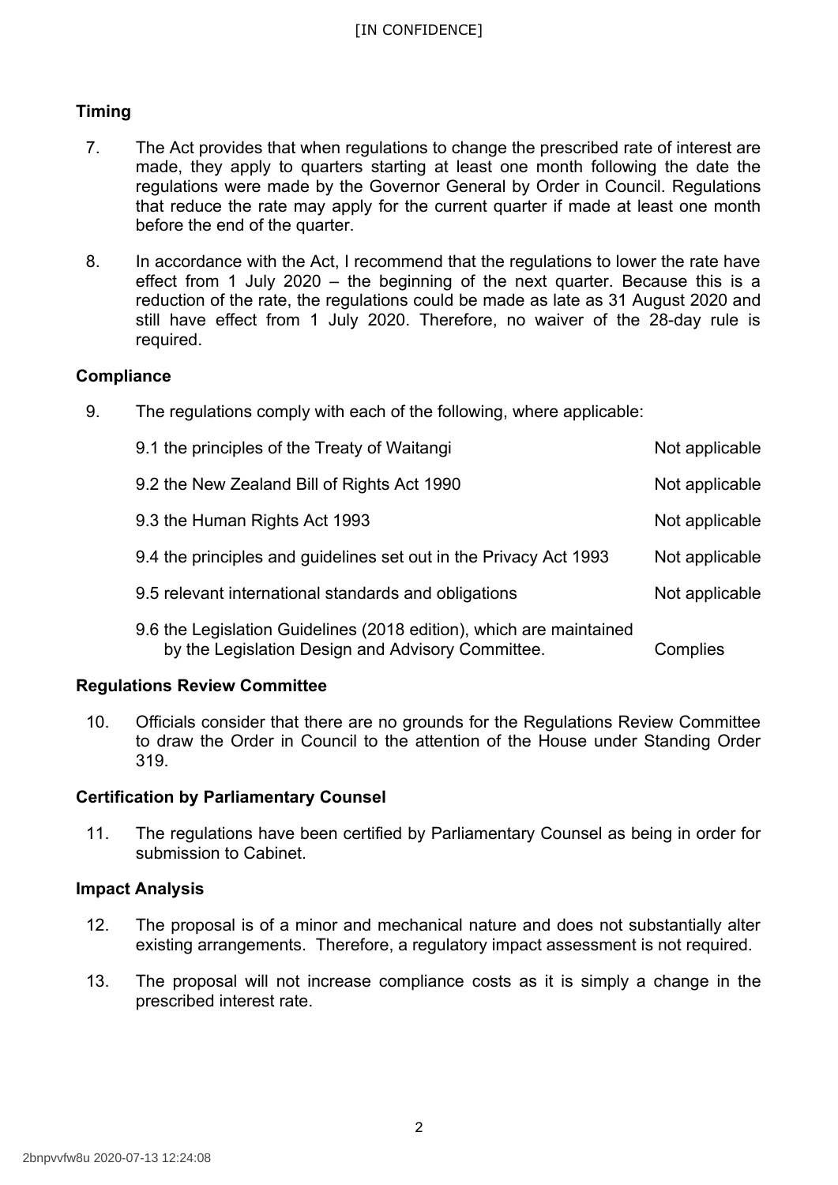## Timing

7. The Act provides that when regulations to change the prescribed rate of interest are made, they apply to quarters starting at least one month following the date the regulations were made by the Governor General by Order in Council. Regulations that reduce the rate may apply for the current quarter if made at least one month before the end of the quarter.

8. In accordance with the Act, I recommend that the regulations to lower the rate have effect from 1 July 2020 – the beginning of the next quarter. Because this is a reduction of the rate, the regulations could be made as late as 31 August 2020 and still have effect from 1 July 2020. Therefore, no waiver of the 28-day rule is required.

## Compliance

9. The regulations comply with each of the following, where applicable:

| | |
|---|---|
| 9.1 the principles of the Treaty of Waitangi | Not applicable |
| 9.2 the New Zealand Bill of Rights Act 1990 | Not applicable |
| 9.3 the Human Rights Act 1993 | Not applicable |
| 9.4 the principles and guidelines set out in the Privacy Act 1993 | Not applicable |
| 9.5 relevant international standards and obligations | Not applicable |
| 9.6 the Legislation Guidelines (2018 edition), which are maintained by the Legislation Design and Advisory Committee. | Complies |

## Regulations Review Committee

10. Officials consider that there are no grounds for the Regulations Review Committee to draw the Order in Council to the attention of the House under Standing Order 319.

## Certification by Parliamentary Counsel

11. The regulations have been certified by Parliamentary Counsel as being in order for submission to Cabinet.

## Impact Analysis

12. The proposal is of a minor and mechanical nature and does not substantially alter existing arrangements. Therefore, a regulatory impact assessment is not required.

13. The proposal will not increase compliance costs as it is simply a change in the prescribed interest rate.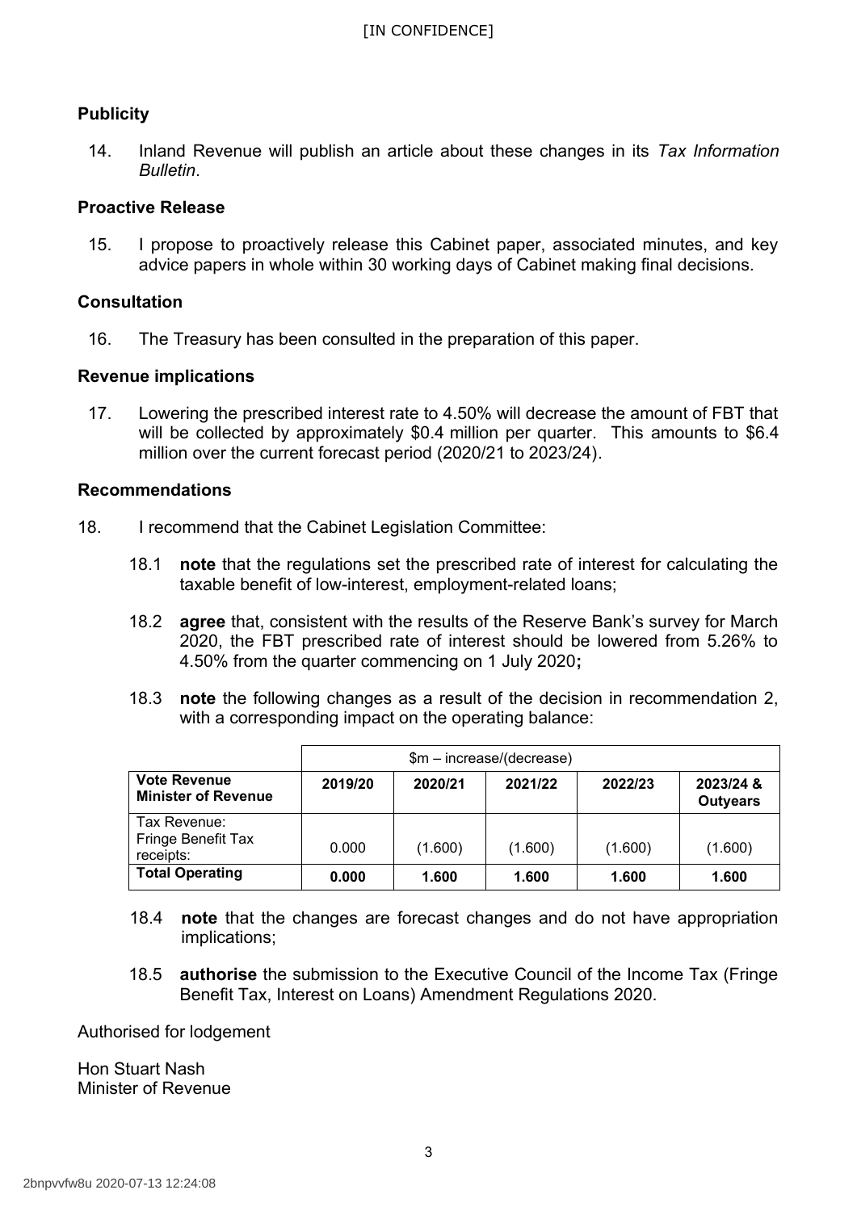[IN CONFIDENCE]

## Publicity

14. Inland Revenue will publish an article about these changes in its *Tax Information Bulletin*.

## Proactive Release

15. I propose to proactively release this Cabinet paper, associated minutes, and key advice papers in whole within 30 working days of Cabinet making final decisions.

## Consultation

16. The Treasury has been consulted in the preparation of this paper.

## Revenue implications

17. Lowering the prescribed interest rate to 4.50% will decrease the amount of FBT that will be collected by approximately $0.4 million per quarter. This amounts to $6.4 million over the current forecast period (2020/21 to 2023/24).

## Recommendations

18. I recommend that the Cabinet Legislation Committee:

18.1 **note** that the regulations set the prescribed rate of interest for calculating the taxable benefit of low-interest, employment-related loans;

18.2 **agree** that, consistent with the results of the Reserve Bank's survey for March 2020, the FBT prescribed rate of interest should be lowered from 5.26% to 4.50% from the quarter commencing on 1 July 2020**;**

18.3 **note** the following changes as a result of the decision in recommendation 2, with a corresponding impact on the operating balance:

| | $m – increase/(decrease) | | | | |
|---|---|---|---|---|---|
| **Vote Revenue Minister of Revenue** | **2019/20** | **2020/21** | **2021/22** | **2022/23** | **2023/24 & Outyears** |
| Tax Revenue: Fringe Benefit Tax receipts: | 0.000 | (1.600) | (1.600) | (1.600) | (1.600) |
| **Total Operating** | **0.000** | **1.600** | **1.600** | **1.600** | **1.600** |

18.4 **note** that the changes are forecast changes and do not have appropriation implications;

18.5 **authorise** the submission to the Executive Council of the Income Tax (Fringe Benefit Tax, Interest on Loans) Amendment Regulations 2020.

Authorised for lodgement

Hon Stuart Nash
Minister of Revenue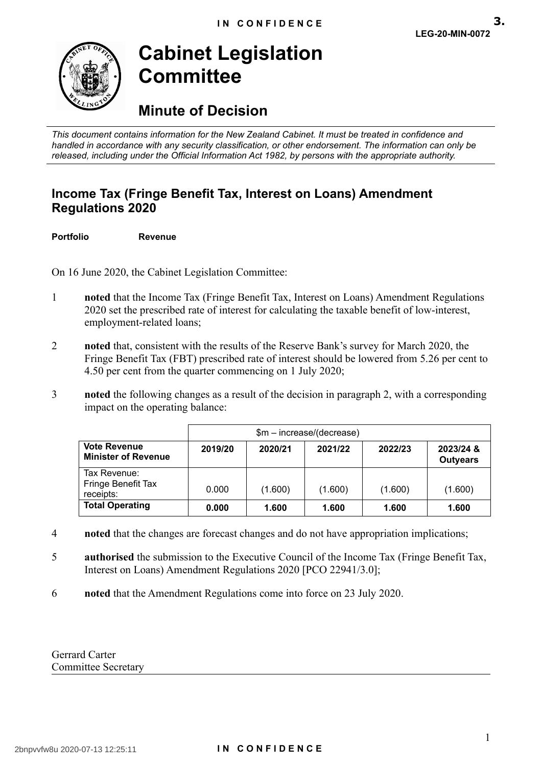IN CONFIDENCE

**LEG-20-MIN-0072**

# Cabinet Legislation Committee

## Minute of Decision

*This document contains information for the New Zealand Cabinet. It must be treated in confidence and handled in accordance with any security classification, or other endorsement. The information can only be released, including under the Official Information Act 1982, by persons with the appropriate authority.*

### Income Tax (Fringe Benefit Tax, Interest on Loans) Amendment Regulations 2020

**Portfolio** **Revenue**

On 16 June 2020, the Cabinet Legislation Committee:

1 **noted** that the Income Tax (Fringe Benefit Tax, Interest on Loans) Amendment Regulations 2020 set the prescribed rate of interest for calculating the taxable benefit of low-interest, employment-related loans;

2 **noted** that, consistent with the results of the Reserve Bank's survey for March 2020, the Fringe Benefit Tax (FBT) prescribed rate of interest should be lowered from 5.26 per cent to 4.50 per cent from the quarter commencing on 1 July 2020;

3 **noted** the following changes as a result of the decision in paragraph 2, with a corresponding impact on the operating balance:

| | $m – increase/(decrease) | | | | |
|---|---|---|---|---|---|
| **Vote Revenue Minister of Revenue** | **2019/20** | **2020/21** | **2021/22** | **2022/23** | **2023/24 & Outyears** |
| Tax Revenue: Fringe Benefit Tax receipts: | 0.000 | (1.600) | (1.600) | (1.600) | (1.600) |
| **Total Operating** | **0.000** | **1.600** | **1.600** | **1.600** | **1.600** |

4 **noted** that the changes are forecast changes and do not have appropriation implications;

5 **authorised** the submission to the Executive Council of the Income Tax (Fringe Benefit Tax, Interest on Loans) Amendment Regulations 2020 [PCO 22941/3.0];

6 **noted** that the Amendment Regulations come into force on 23 July 2020.

Gerrard Carter
Committee Secretary

IN CONFIDENCE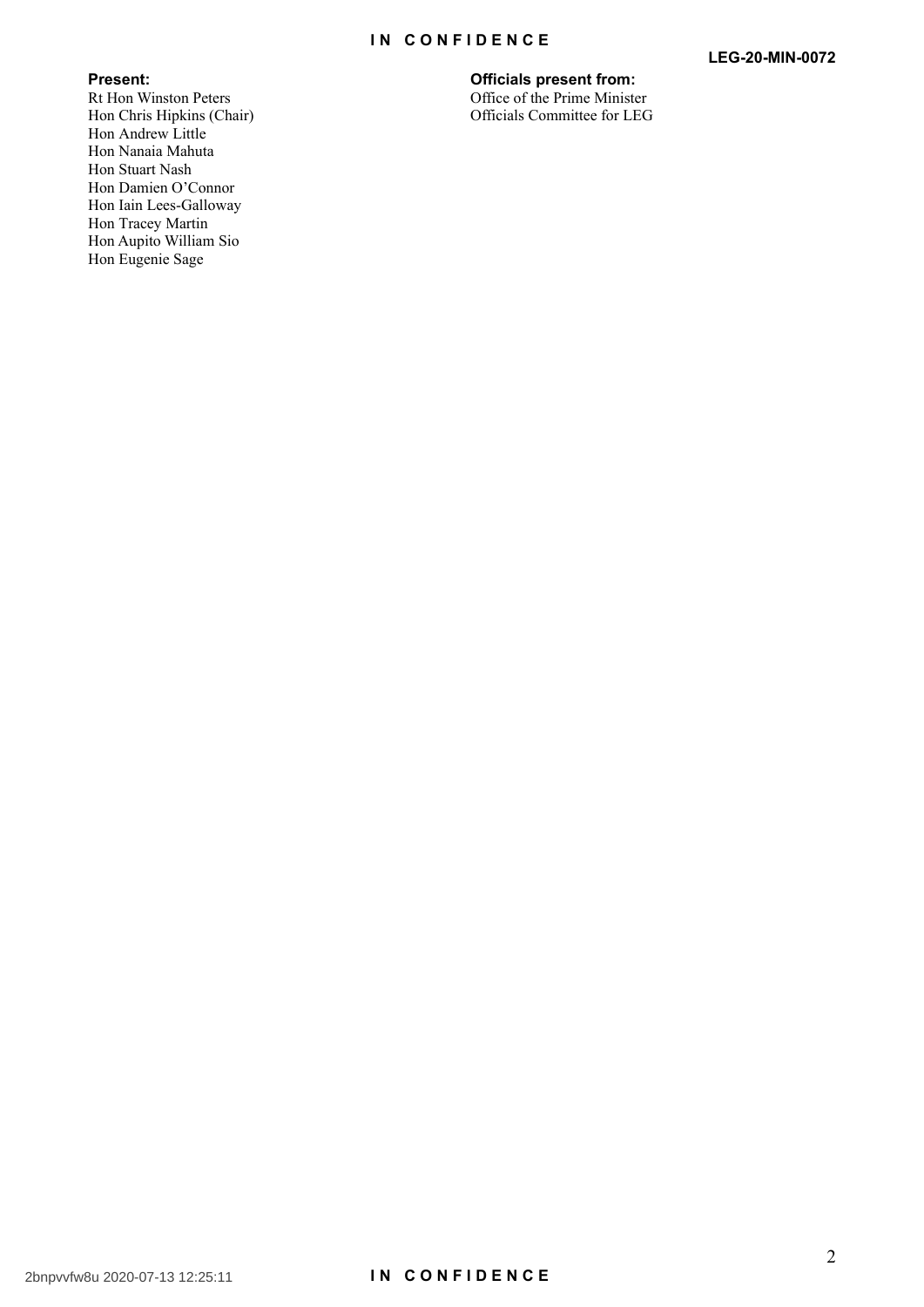**Present:**

Rt Hon Winston Peters
Hon Chris Hipkins (Chair)
Hon Andrew Little
Hon Nanaia Mahuta
Hon Stuart Nash
Hon Damien O'Connor
Hon Iain Lees-Galloway
Hon Tracey Martin
Hon Aupito William Sio
Hon Eugenie Sage

**Officials present from:**

Office of the Prime Minister
Officials Committee for LEG